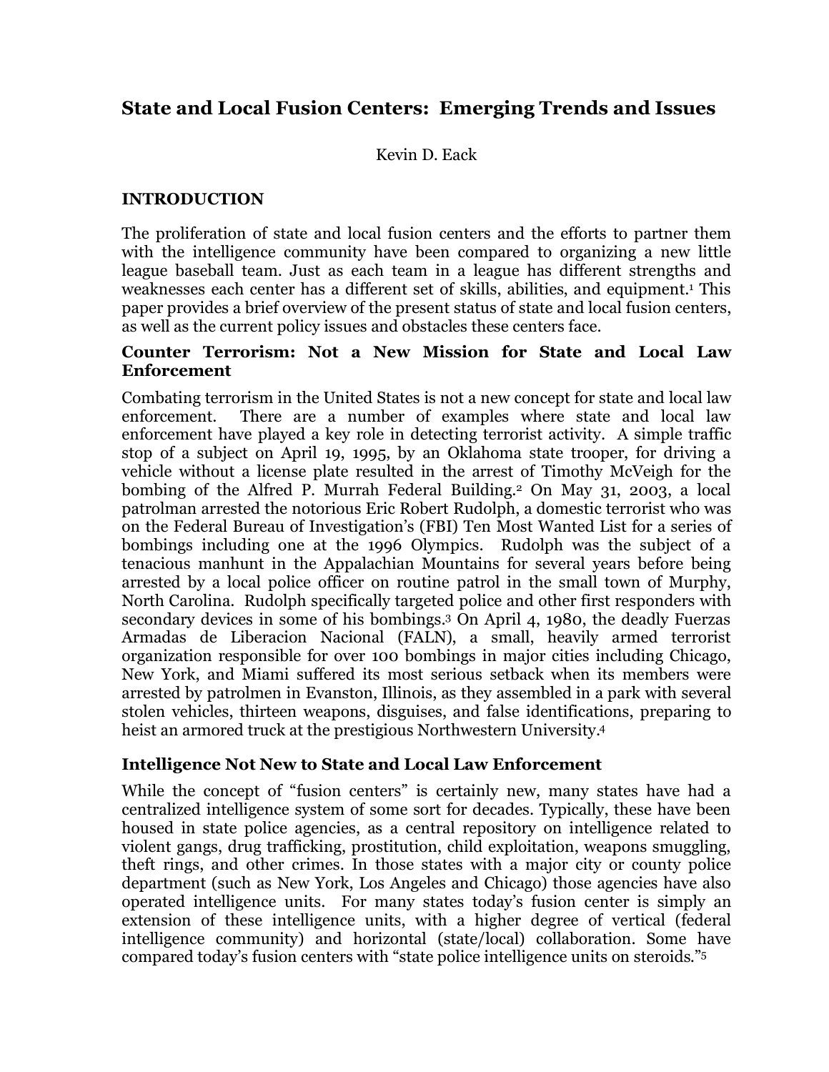# State and Local Fusion Centers: Emerging Trends and Issues

Kevin D. Eack

## INTRODUCTION

The proliferation of state and local fusion centers and the efforts to partner them with the intelligence community have been compared to organizing a new little league baseball team. Just as each team in a league has different strengths and weaknesses each center has a different set of skills, abilities, and equipment.[1] This paper provides a brief overview of the present status of state and local fusion centers, as well as the current policy issues and obstacles these centers face.

### Counter Terrorism: Not a New Mission for State and Local Law Enforcement

Combating terrorism in the United States is not a new concept for state and local law enforcement. There are a number of examples where state and local law enforcement have played a key role in detecting terrorist activity. A simple traffic stop of a subject on April 19, 1995, by an Oklahoma state trooper, for driving a vehicle without a license plate resulted in the arrest of Timothy McVeigh for the bombing of the Alfred P. Murrah Federal Building.[2] On May 31, 2003, a local patrolman arrested the notorious Eric Robert Rudolph, a domestic terrorist who was on the Federal Bureau of Investigation's (FBI) Ten Most Wanted List for a series of bombings including one at the 1996 Olympics. Rudolph was the subject of a tenacious manhunt in the Appalachian Mountains for several years before being arrested by a local police officer on routine patrol in the small town of Murphy, North Carolina. Rudolph specifically targeted police and other first responders with secondary devices in some of his bombings.[3] On April 4, 1980, the deadly Fuerzas Armadas de Liberacion Nacional (FALN), a small, heavily armed terrorist organization responsible for over 100 bombings in major cities including Chicago, New York, and Miami suffered its most serious setback when its members were arrested by patrolmen in Evanston, Illinois, as they assembled in a park with several stolen vehicles, thirteen weapons, disguises, and false identifications, preparing to heist an armored truck at the prestigious Northwestern University.[4]

### Intelligence Not New to State and Local Law Enforcement

While the concept of "fusion centers" is certainly new, many states have had a centralized intelligence system of some sort for decades. Typically, these have been housed in state police agencies, as a central repository on intelligence related to violent gangs, drug trafficking, prostitution, child exploitation, weapons smuggling, theft rings, and other crimes. In those states with a major city or county police department (such as New York, Los Angeles and Chicago) those agencies have also operated intelligence units. For many states today's fusion center is simply an extension of these intelligence units, with a higher degree of vertical (federal intelligence community) and horizontal (state/local) collaboration. Some have compared today's fusion centers with "state police intelligence units on steroids."[5]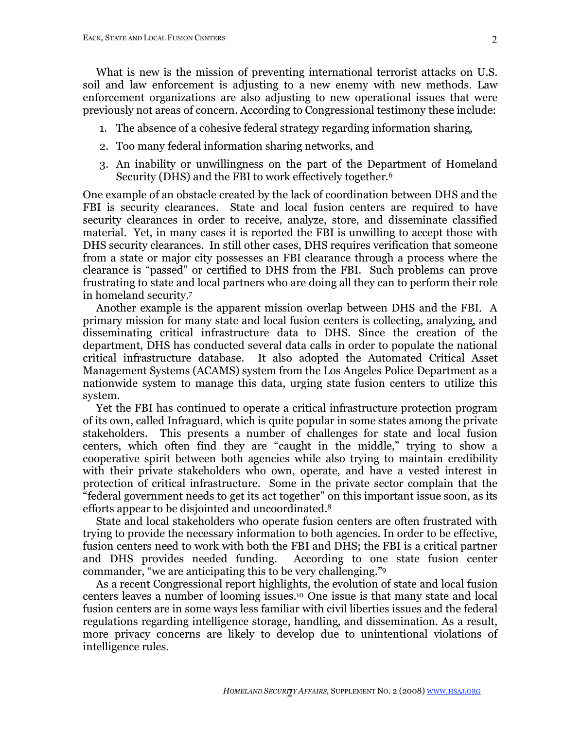What is new is the mission of preventing international terrorist attacks on U.S. soil and law enforcement is adjusting to a new enemy with new methods. Law enforcement organizations are also adjusting to new operational issues that were previously not areas of concern. According to Congressional testimony these include:

1. The absence of a cohesive federal strategy regarding information sharing,
2. Too many federal information sharing networks, and
3. An inability or unwillingness on the part of the Department of Homeland Security (DHS) and the FBI to work effectively together.[6]

One example of an obstacle created by the lack of coordination between DHS and the FBI is security clearances. State and local fusion centers are required to have security clearances in order to receive, analyze, store, and disseminate classified material. Yet, in many cases it is reported the FBI is unwilling to accept those with DHS security clearances. In still other cases, DHS requires verification that someone from a state or major city possesses an FBI clearance through a process where the clearance is "passed" or certified to DHS from the FBI. Such problems can prove frustrating to state and local partners who are doing all they can to perform their role in homeland security.[7]

Another example is the apparent mission overlap between DHS and the FBI. A primary mission for many state and local fusion centers is collecting, analyzing, and disseminating critical infrastructure data to DHS. Since the creation of the department, DHS has conducted several data calls in order to populate the national critical infrastructure database. It also adopted the Automated Critical Asset Management Systems (ACAMS) system from the Los Angeles Police Department as a nationwide system to manage this data, urging state fusion centers to utilize this system.

Yet the FBI has continued to operate a critical infrastructure protection program of its own, called Infraguard, which is quite popular in some states among the private stakeholders. This presents a number of challenges for state and local fusion centers, which often find they are "caught in the middle," trying to show a cooperative spirit between both agencies while also trying to maintain credibility with their private stakeholders who own, operate, and have a vested interest in protection of critical infrastructure. Some in the private sector complain that the "federal government needs to get its act together" on this important issue soon, as its efforts appear to be disjointed and uncoordinated.[8]

State and local stakeholders who operate fusion centers are often frustrated with trying to provide the necessary information to both agencies. In order to be effective, fusion centers need to work with both the FBI and DHS; the FBI is a critical partner and DHS provides needed funding. According to one state fusion center commander, "we are anticipating this to be very challenging."[9]

As a recent Congressional report highlights, the evolution of state and local fusion centers leaves a number of looming issues.[10] One issue is that many state and local fusion centers are in some ways less familiar with civil liberties issues and the federal regulations regarding intelligence storage, handling, and dissemination. As a result, more privacy concerns are likely to develop due to unintentional violations of intelligence rules.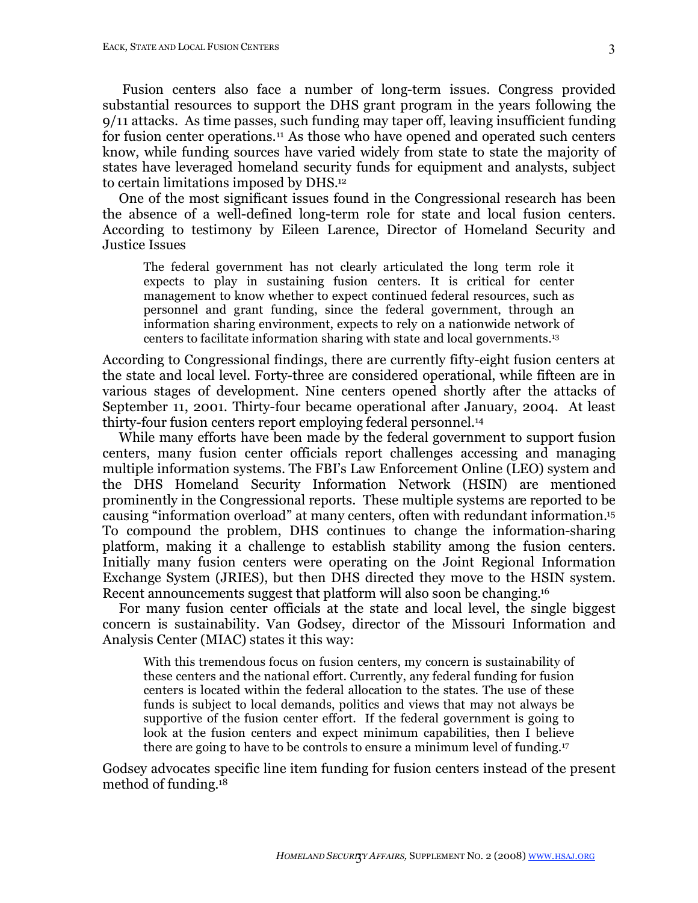Fusion centers also face a number of long-term issues. Congress provided substantial resources to support the DHS grant program in the years following the 9/11 attacks. As time passes, such funding may taper off, leaving insufficient funding for fusion center operations.[11] As those who have opened and operated such centers know, while funding sources have varied widely from state to state the majority of states have leveraged homeland security funds for equipment and analysts, subject to certain limitations imposed by DHS.[12]

One of the most significant issues found in the Congressional research has been the absence of a well-defined long-term role for state and local fusion centers. According to testimony by Eileen Larence, Director of Homeland Security and Justice Issues

> The federal government has not clearly articulated the long term role it expects to play in sustaining fusion centers. It is critical for center management to know whether to expect continued federal resources, such as personnel and grant funding, since the federal government, through an information sharing environment, expects to rely on a nationwide network of centers to facilitate information sharing with state and local governments.[13]

According to Congressional findings, there are currently fifty-eight fusion centers at the state and local level. Forty-three are considered operational, while fifteen are in various stages of development. Nine centers opened shortly after the attacks of September 11, 2001. Thirty-four became operational after January, 2004. At least thirty-four fusion centers report employing federal personnel.[14]

While many efforts have been made by the federal government to support fusion centers, many fusion center officials report challenges accessing and managing multiple information systems. The FBI's Law Enforcement Online (LEO) system and the DHS Homeland Security Information Network (HSIN) are mentioned prominently in the Congressional reports. These multiple systems are reported to be causing "information overload" at many centers, often with redundant information.[15] To compound the problem, DHS continues to change the information-sharing platform, making it a challenge to establish stability among the fusion centers. Initially many fusion centers were operating on the Joint Regional Information Exchange System (JRIES), but then DHS directed they move to the HSIN system. Recent announcements suggest that platform will also soon be changing.[16]

For many fusion center officials at the state and local level, the single biggest concern is sustainability. Van Godsey, director of the Missouri Information and Analysis Center (MIAC) states it this way:

> With this tremendous focus on fusion centers, my concern is sustainability of these centers and the national effort. Currently, any federal funding for fusion centers is located within the federal allocation to the states. The use of these funds is subject to local demands, politics and views that may not always be supportive of the fusion center effort. If the federal government is going to look at the fusion centers and expect minimum capabilities, then I believe there are going to have to be controls to ensure a minimum level of funding.[17]

Godsey advocates specific line item funding for fusion centers instead of the present method of funding.[18]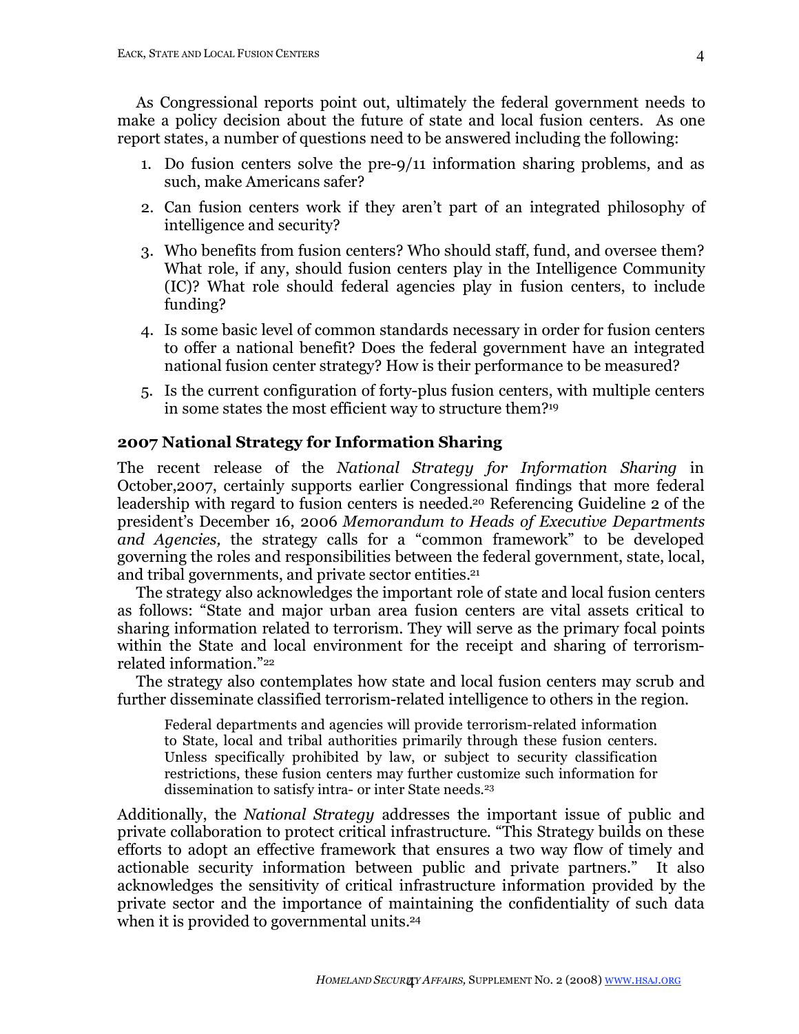As Congressional reports point out, ultimately the federal government needs to make a policy decision about the future of state and local fusion centers. As one report states, a number of questions need to be answered including the following:

1. Do fusion centers solve the pre-9/11 information sharing problems, and as such, make Americans safer?
2. Can fusion centers work if they aren't part of an integrated philosophy of intelligence and security?
3. Who benefits from fusion centers? Who should staff, fund, and oversee them? What role, if any, should fusion centers play in the Intelligence Community (IC)? What role should federal agencies play in fusion centers, to include funding?
4. Is some basic level of common standards necessary in order for fusion centers to offer a national benefit? Does the federal government have an integrated national fusion center strategy? How is their performance to be measured?
5. Is the current configuration of forty-plus fusion centers, with multiple centers in some states the most efficient way to structure them?[19]

## 2007 National Strategy for Information Sharing

The recent release of the *National Strategy for Information Sharing* in October,2007, certainly supports earlier Congressional findings that more federal leadership with regard to fusion centers is needed.[20] Referencing Guideline 2 of the president's December 16, 2006 *Memorandum to Heads of Executive Departments and Agencies,* the strategy calls for a "common framework" to be developed governing the roles and responsibilities between the federal government, state, local, and tribal governments, and private sector entities.[21]

The strategy also acknowledges the important role of state and local fusion centers as follows: "State and major urban area fusion centers are vital assets critical to sharing information related to terrorism. They will serve as the primary focal points within the State and local environment for the receipt and sharing of terrorism-related information."[22]

The strategy also contemplates how state and local fusion centers may scrub and further disseminate classified terrorism-related intelligence to others in the region.

> Federal departments and agencies will provide terrorism-related information to State, local and tribal authorities primarily through these fusion centers. Unless specifically prohibited by law, or subject to security classification restrictions, these fusion centers may further customize such information for dissemination to satisfy intra- or inter State needs.[23]

Additionally, the *National Strategy* addresses the important issue of public and private collaboration to protect critical infrastructure. "This Strategy builds on these efforts to adopt an effective framework that ensures a two way flow of timely and actionable security information between public and private partners." It also acknowledges the sensitivity of critical infrastructure information provided by the private sector and the importance of maintaining the confidentiality of such data when it is provided to governmental units.[24]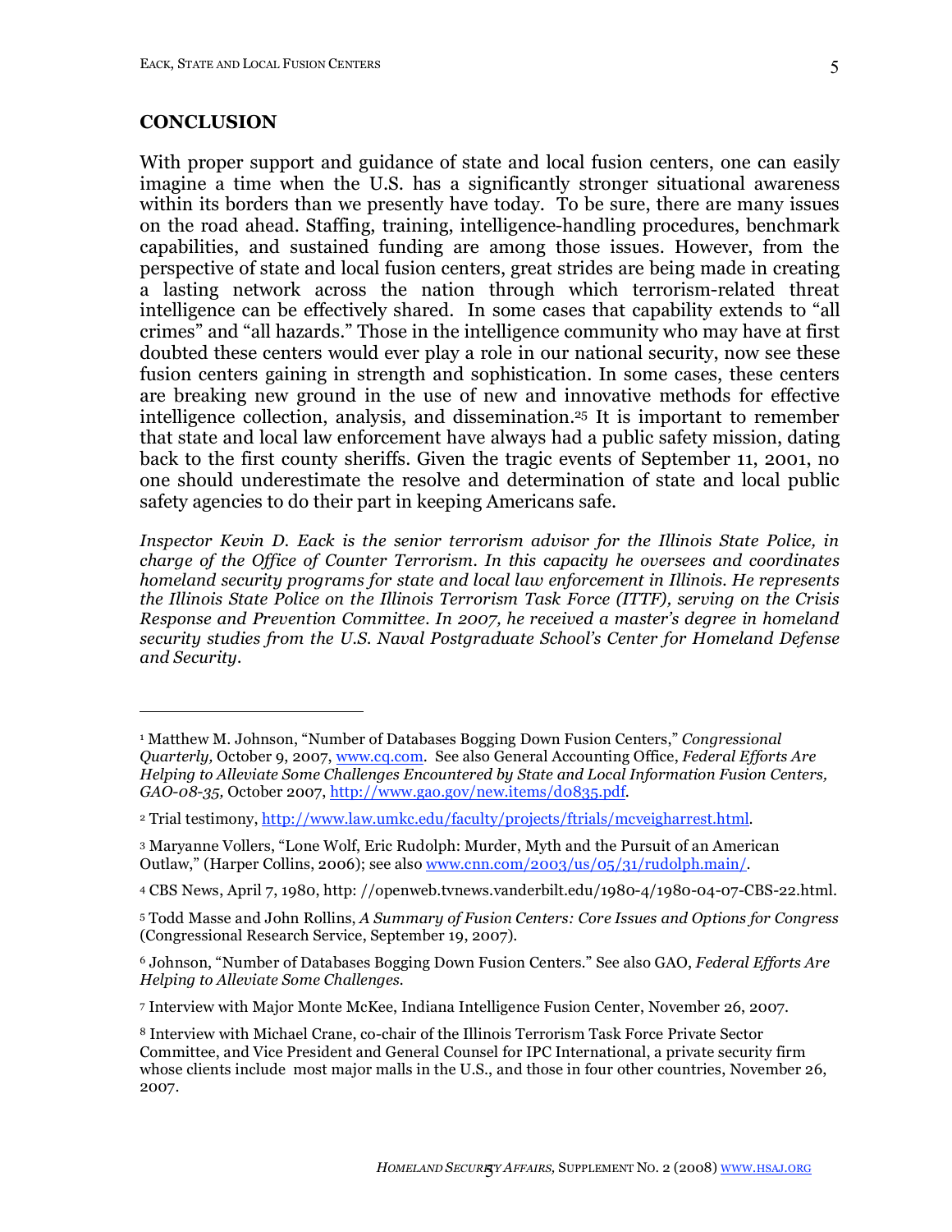## CONCLUSION

With proper support and guidance of state and local fusion centers, one can easily imagine a time when the U.S. has a significantly stronger situational awareness within its borders than we presently have today. To be sure, there are many issues on the road ahead. Staffing, training, intelligence-handling procedures, benchmark capabilities, and sustained funding are among those issues. However, from the perspective of state and local fusion centers, great strides are being made in creating a lasting network across the nation through which terrorism-related threat intelligence can be effectively shared. In some cases that capability extends to "all crimes" and "all hazards." Those in the intelligence community who may have at first doubted these centers would ever play a role in our national security, now see these fusion centers gaining in strength and sophistication. In some cases, these centers are breaking new ground in the use of new and innovative methods for effective intelligence collection, analysis, and dissemination.[25] It is important to remember that state and local law enforcement have always had a public safety mission, dating back to the first county sheriffs. Given the tragic events of September 11, 2001, no one should underestimate the resolve and determination of state and local public safety agencies to do their part in keeping Americans safe.

*Inspector Kevin D. Eack is the senior terrorism advisor for the Illinois State Police, in charge of the Office of Counter Terrorism. In this capacity he oversees and coordinates homeland security programs for state and local law enforcement in Illinois. He represents the Illinois State Police on the Illinois Terrorism Task Force (ITTF), serving on the Crisis Response and Prevention Committee. In 2007, he received a master's degree in homeland security studies from the U.S. Naval Postgraduate School's Center for Homeland Defense and Security.*

---

[1] Matthew M. Johnson, "Number of Databases Bogging Down Fusion Centers," *Congressional Quarterly,* October 9, 2007, www.cq.com. See also General Accounting Office, *Federal Efforts Are Helping to Alleviate Some Challenges Encountered by State and Local Information Fusion Centers, GAO-08-35,* October 2007, http://www.gao.gov/new.items/d0835.pdf.

[2] Trial testimony, http://www.law.umkc.edu/faculty/projects/ftrials/mcveigharrest.html.

[3] Maryanne Vollers, "Lone Wolf, Eric Rudolph: Murder, Myth and the Pursuit of an American Outlaw," (Harper Collins, 2006); see also www.cnn.com/2003/us/05/31/rudolph.main/.

[4] CBS News, April 7, 1980, http: //openweb.tvnews.vanderbilt.edu/1980-4/1980-04-07-CBS-22.html.

[5] Todd Masse and John Rollins, *A Summary of Fusion Centers: Core Issues and Options for Congress* (Congressional Research Service, September 19, 2007).

[6] Johnson, "Number of Databases Bogging Down Fusion Centers." See also GAO, *Federal Efforts Are Helping to Alleviate Some Challenges.*

[7] Interview with Major Monte McKee, Indiana Intelligence Fusion Center, November 26, 2007.

[8] Interview with Michael Crane, co-chair of the Illinois Terrorism Task Force Private Sector Committee, and Vice President and General Counsel for IPC International, a private security firm whose clients include most major malls in the U.S., and those in four other countries, November 26, 2007.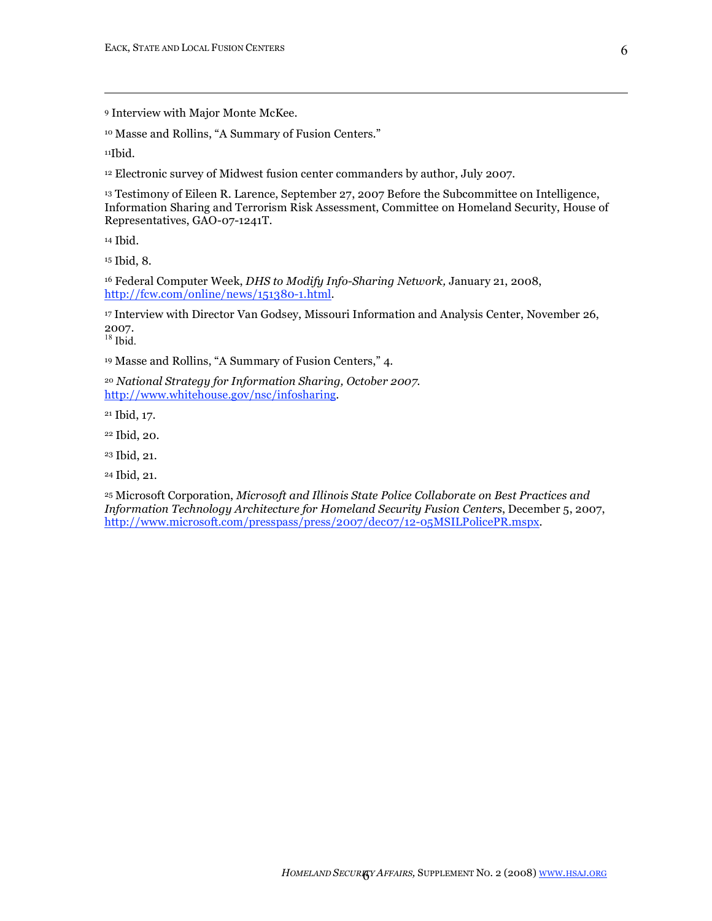[9] Interview with Major Monte McKee.

[10] Masse and Rollins, "A Summary of Fusion Centers."

[11]Ibid.

[12] Electronic survey of Midwest fusion center commanders by author, July 2007.

[13] Testimony of Eileen R. Larence, September 27, 2007 Before the Subcommittee on Intelligence, Information Sharing and Terrorism Risk Assessment, Committee on Homeland Security, House of Representatives, GAO-07-1241T.

[14] Ibid.

[15] Ibid, 8.

[16] Federal Computer Week, *DHS to Modify Info-Sharing Network,* January 21, 2008, http://fcw.com/online/news/151380-1.html.

[17] Interview with Director Van Godsey, Missouri Information and Analysis Center, November 26, 2007.

[18] Ibid.

[19] Masse and Rollins, "A Summary of Fusion Centers," 4.

[20] *National Strategy for Information Sharing, October 2007.* http://www.whitehouse.gov/nsc/infosharing.

[21] Ibid, 17.

[22] Ibid, 20.

[23] Ibid, 21.

[24] Ibid, 21.

[25] Microsoft Corporation, *Microsoft and Illinois State Police Collaborate on Best Practices and Information Technology Architecture for Homeland Security Fusion Centers*, December 5, 2007, http://www.microsoft.com/presspass/press/2007/dec07/12-05MSILPolicePR.mspx.